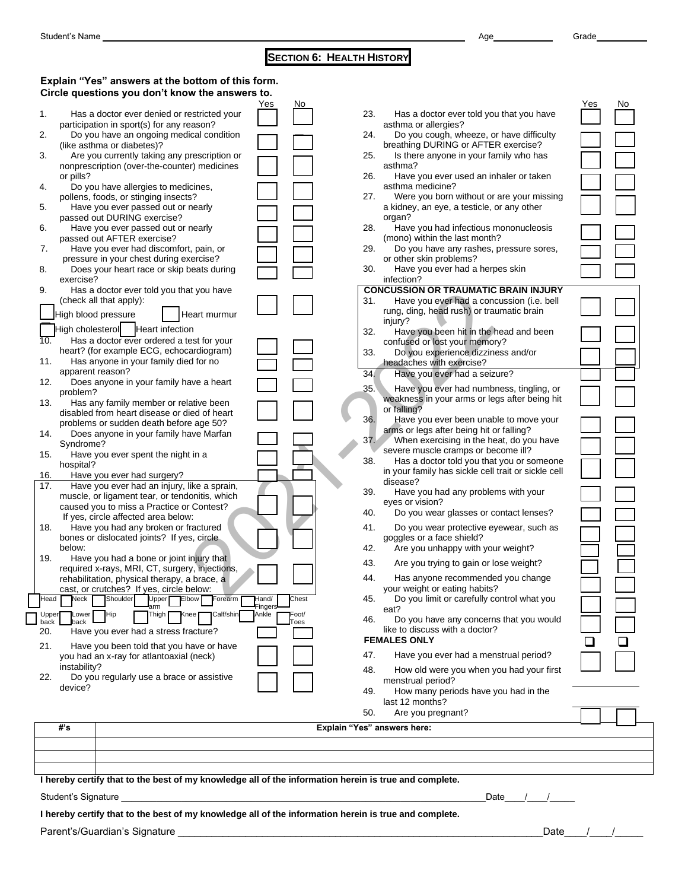Student's Name ______________________ Age ________ Grade ________

# SECTION 6: HEALTH HISTORY

**Explain "Yes" answers at the bottom of this form.**
**Circle questions you don't know the answers to.**

| # | Question | Yes | No |
|---|---|---|---|
| 1. | Has a doctor ever denied or restricted your participation in sport(s) for any reason? | ☐ | ☐ |
| 2. | Do you have an ongoing medical condition (like asthma or diabetes)? | ☐ | ☐ |
| 3. | Are you currently taking any prescription or nonprescription (over-the-counter) medicines or pills? | ☐ | ☐ |
| 4. | Do you have allergies to medicines, pollens, foods, or stinging insects? | ☐ | ☐ |
| 5. | Have you ever passed out or nearly passed out DURING exercise? | ☐ | ☐ |
| 6. | Have you ever passed out or nearly passed out AFTER exercise? | ☐ | ☐ |
| 7. | Have you ever had discomfort, pain, or pressure in your chest during exercise? | ☐ | ☐ |
| 8. | Does your heart race or skip beats during exercise? | ☐ | ☐ |
| 9. | Has a doctor ever told you that you have (check all that apply): ☐ High blood pressure ☐ Heart murmur ☐ High cholesterol ☐ Heart infection | ☐ | ☐ |
| 10. | Has a doctor ever ordered a test for your heart? (for example ECG, echocardiogram) | ☐ | ☐ |
| 11. | Has anyone in your family died for no apparent reason? | ☐ | ☐ |
| 12. | Does anyone in your family have a heart problem? | ☐ | ☐ |
| 13. | Has any family member or relative been disabled from heart disease or died of heart problems or sudden death before age 50? | ☐ | ☐ |
| 14. | Does anyone in your family have Marfan Syndrome? | ☐ | ☐ |
| 15. | Have you ever spent the night in a hospital? | ☐ | ☐ |
| 16. | Have you ever had surgery? | ☐ | ☐ |
| 17. | Have you ever had an injury, like a sprain, muscle, or ligament tear, or tendonitis, which caused you to miss a Practice or Contest? If yes, circle affected area below: | ☐ | ☐ |
| 18. | Have you had any broken or fractured bones or dislocated joints? If yes, circle below: | ☐ | ☐ |
| 19. | Have you had a bone or joint injury that required x-rays, MRI, CT, surgery, injections, rehabilitation, physical therapy, a brace, a cast, or crutches? If yes, circle below: | ☐ | ☐ |

☐ Head ☐ Neck ☐ Shoulder ☐ Upper arm ☐ Elbow ☐ Forearm ☐ Hand/ Fingers ☐ Chest
☐ Upper back ☐ Lower back ☐ Hip ☐ Thigh ☐ Knee ☐ Calf/shin ☐ Ankle ☐ Foot/ Toes

| # | Question | Yes | No |
|---|---|---|---|
| 20. | Have you ever had a stress fracture? | ☐ | ☐ |
| 21. | Have you been told that you have or have you had an x-ray for atlantoaxial (neck) instability? | ☐ | ☐ |
| 22. | Do you regularly use a brace or assistive device? | ☐ | ☐ |
| 23. | Has a doctor ever told you that you have asthma or allergies? | ☐ | ☐ |
| 24. | Do you cough, wheeze, or have difficulty breathing DURING or AFTER exercise? | ☐ | ☐ |
| 25. | Is there anyone in your family who has asthma? | ☐ | ☐ |
| 26. | Have you ever used an inhaler or taken asthma medicine? | ☐ | ☐ |
| 27. | Were you born without or are your missing a kidney, an eye, a testicle, or any other organ? | ☐ | ☐ |
| 28. | Have you had infectious mononucleosis (mono) within the last month? | ☐ | ☐ |
| 29. | Do you have any rashes, pressure sores, or other skin problems? | ☐ | ☐ |
| 30. | Have you ever had a herpes skin infection? | ☐ | ☐ |
| | **CONCUSSION OR TRAUMATIC BRAIN INJURY** | | |
| 31. | Have you ever had a concussion (i.e. bell rung, ding, head rush) or traumatic brain injury? | ☐ | ☐ |
| 32. | Have you been hit in the head and been confused or lost your memory? | ☐ | ☐ |
| 33. | Do you experience dizziness and/or headaches with exercise? | ☐ | ☐ |
| 34. | Have you ever had a seizure? | ☐ | ☐ |
| 35. | Have you ever had numbness, tingling, or weakness in your arms or legs after being hit or falling? | ☐ | ☐ |
| 36. | Have you ever been unable to move your arms or legs after being hit or falling? | ☐ | ☐ |
| 37. | When exercising in the heat, do you have severe muscle cramps or become ill? | ☐ | ☐ |
| 38. | Has a doctor told you that you or someone in your family has sickle cell trait or sickle cell disease? | ☐ | ☐ |
| 39. | Have you had any problems with your eyes or vision? | ☐ | ☐ |
| 40. | Do you wear glasses or contact lenses? | ☐ | ☐ |
| 41. | Do you wear protective eyewear, such as goggles or a face shield? | ☐ | ☐ |
| 42. | Are you unhappy with your weight? | ☐ | ☐ |
| 43. | Are you trying to gain or lose weight? | ☐ | ☐ |
| 44. | Has anyone recommended you change your weight or eating habits? | ☐ | ☐ |
| 45. | Do you limit or carefully control what you eat? | ☐ | ☐ |
| 46. | Do you have any concerns that you would like to discuss with a doctor? | ☐ | ☐ |
| | **FEMALES ONLY** | ☐ | ☐ |
| 47. | Have you ever had a menstrual period? | ☐ | ☐ |
| 48. | How old were you when you had your first menstrual period? | ________ | |
| 49. | How many periods have you had in the last 12 months? | ________ | |
| 50. | Are you pregnant? | ☐ | ☐ |

| #'s | Explain "Yes" answers here: |
|---|---|
| | |
| | |
| | |

**I hereby certify that to the best of my knowledge all of the information herein is true and complete.**

Student's Signature ______________________________________ Date____/____/_____

**I hereby certify that to the best of my knowledge all of the information herein is true and complete.**

Parent's/Guardian's Signature ______________________________________ Date____/____/_____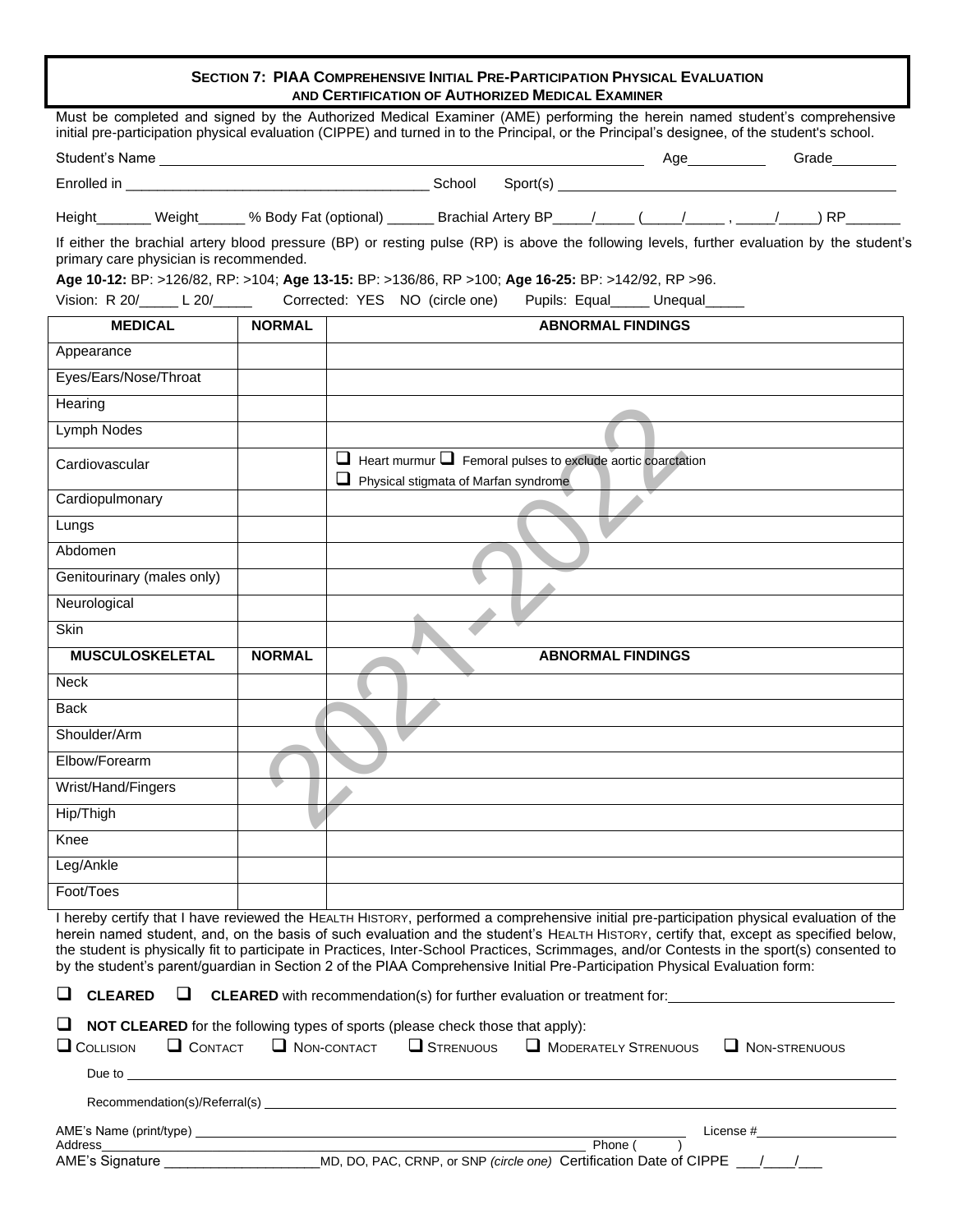## SECTION 7: PIAA COMPREHENSIVE INITIAL PRE-PARTICIPATION PHYSICAL EVALUATION AND CERTIFICATION OF AUTHORIZED MEDICAL EXAMINER

Must be completed and signed by the Authorized Medical Examiner (AME) performing the herein named student's comprehensive initial pre-participation physical evaluation (CIPPE) and turned in to the Principal, or the Principal's designee, of the student's school.

Student's Name ______________________________ Age________ Grade________

Enrolled in ______________________________ School Sport(s) ______________________________

Height_______ Weight______ % Body Fat (optional) ______ Brachial Artery BP_____/_____ (_____/_____ , _____/_____) RP_______

If either the brachial artery blood pressure (BP) or resting pulse (RP) is above the following levels, further evaluation by the student's primary care physician is recommended.

**Age 10-12:** BP: >126/82, RP: >104; **Age 13-15:** BP: >136/86, RP >100; **Age 16-25:** BP: >142/92, RP >96.

Vision: R 20/_____ L 20/_____ Corrected: YES NO (circle one) Pupils: Equal_____ Unequal_____

| MEDICAL | NORMAL | ABNORMAL FINDINGS |
|---|---|---|
| Appearance | | |
| Eyes/Ears/Nose/Throat | | |
| Hearing | | |
| Lymph Nodes | | |
| Cardiovascular | | ☐ Heart murmur ☐ Femoral pulses to exclude aortic coarctation ☐ Physical stigmata of Marfan syndrome |
| Cardiopulmonary | | |
| Lungs | | |
| Abdomen | | |
| Genitourinary (males only) | | |
| Neurological | | |
| Skin | | |
| **MUSCULOSKELETAL** | **NORMAL** | **ABNORMAL FINDINGS** |
| Neck | | |
| Back | | |
| Shoulder/Arm | | |
| Elbow/Forearm | | |
| Wrist/Hand/Fingers | | |
| Hip/Thigh | | |
| Knee | | |
| Leg/Ankle | | |
| Foot/Toes | | |

I hereby certify that I have reviewed the HEALTH HISTORY, performed a comprehensive initial pre-participation physical evaluation of the herein named student, and, on the basis of such evaluation and the student's HEALTH HISTORY, certify that, except as specified below, the student is physically fit to participate in Practices, Inter-School Practices, Scrimmages, and/or Contests in the sport(s) consented to by the student's parent/guardian in Section 2 of the PIAA Comprehensive Initial Pre-Participation Physical Evaluation form:

☐ **CLEARED** ☐ **CLEARED** with recommendation(s) for further evaluation or treatment for: ______________________________

☐ **NOT CLEARED** for the following types of sports (please check those that apply):

☐ COLLISION ☐ CONTACT ☐ NON-CONTACT ☐ STRENUOUS ☐ MODERATELY STRENUOUS ☐ NON-STRENUOUS

Due to ______________________________

Recommendation(s)/Referral(s) ______________________________

AME's Name (print/type) ______________________________ License #____________________

Address______________________________ Phone ( )

AME's Signature ____________________MD, DO, PAC, CRNP, or SNP *(circle one)* Certification Date of CIPPE ___/___/___